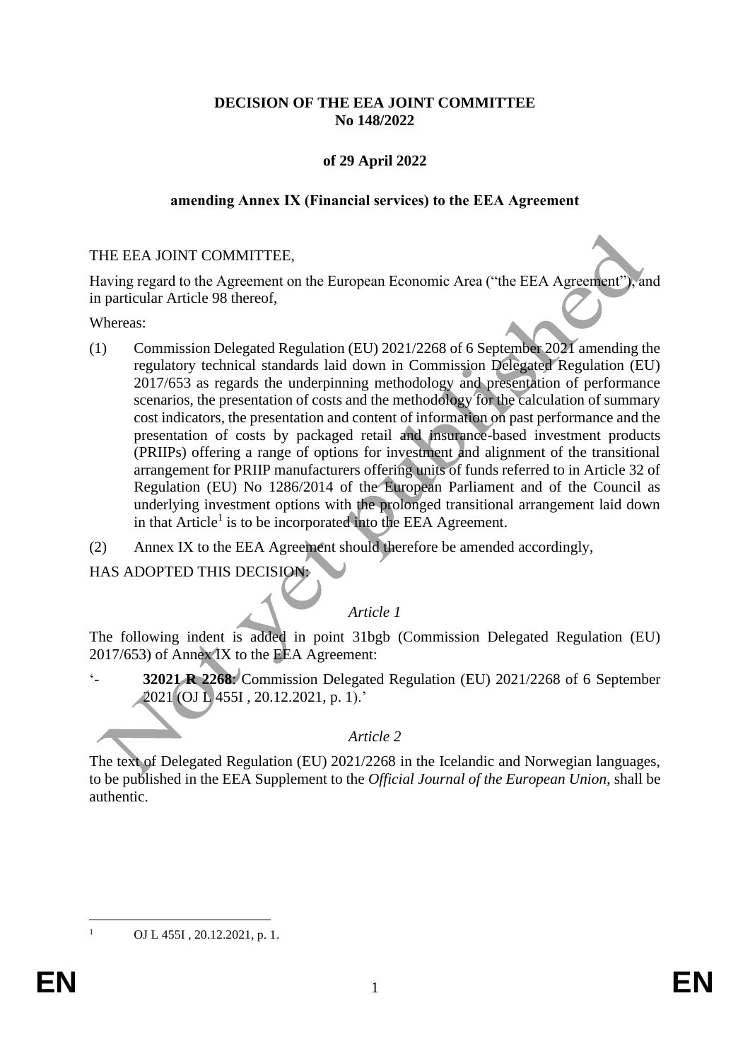**DECISION OF THE EEA JOINT COMMITTEE**
**No 148/2022**

**of 29 April 2022**

**amending Annex IX (Financial services) to the EEA Agreement**

THE EEA JOINT COMMITTEE,

Having regard to the Agreement on the European Economic Area ("the EEA Agreement"), and in particular Article 98 thereof,

Whereas:

(1) Commission Delegated Regulation (EU) 2021/2268 of 6 September 2021 amending the regulatory technical standards laid down in Commission Delegated Regulation (EU) 2017/653 as regards the underpinning methodology and presentation of performance scenarios, the presentation of costs and the methodology for the calculation of summary cost indicators, the presentation and content of information on past performance and the presentation of costs by packaged retail and insurance-based investment products (PRIIPs) offering a range of options for investment and alignment of the transitional arrangement for PRIIP manufacturers offering units of funds referred to in Article 32 of Regulation (EU) No 1286/2014 of the European Parliament and of the Council as underlying investment options with the prolonged transitional arrangement laid down in that Article[1] is to be incorporated into the EEA Agreement.

(2) Annex IX to the EEA Agreement should therefore be amended accordingly,

HAS ADOPTED THIS DECISION:

*Article 1*

The following indent is added in point 31bgb (Commission Delegated Regulation (EU) 2017/653) of Annex IX to the EEA Agreement:

'- **32021 R 2268**: Commission Delegated Regulation (EU) 2021/2268 of 6 September 2021 (OJ L 455I , 20.12.2021, p. 1).'

*Article 2*

The text of Delegated Regulation (EU) 2021/2268 in the Icelandic and Norwegian languages, to be published in the EEA Supplement to the *Official Journal of the European Union*, shall be authentic.

[1] OJ L 455I , 20.12.2021, p. 1.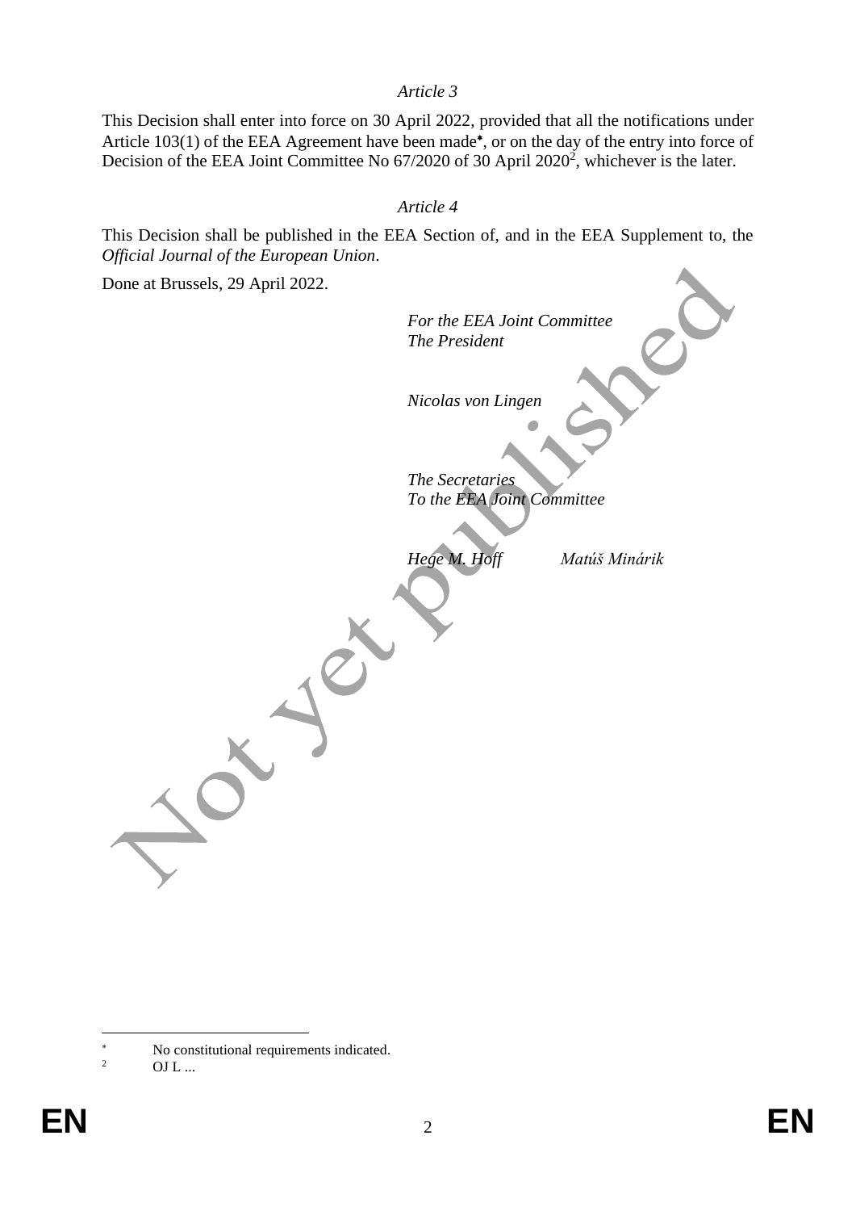*Article 3*

This Decision shall enter into force on 30 April 2022, provided that all the notifications under Article 103(1) of the EEA Agreement have been made[*], or on the day of the entry into force of Decision of the EEA Joint Committee No 67/2020 of 30 April 2020[2], whichever is the later.

*Article 4*

This Decision shall be published in the EEA Section of, and in the EEA Supplement to, the *Official Journal of the European Union*.

Done at Brussels, 29 April 2022.

*For the EEA Joint Committee*
*The President*

*Nicolas von Lingen*

*The Secretaries*
*To the EEA Joint Committee*

*Hege M. Hoff* *Matúš Minárik*

---

[*] No constitutional requirements indicated.

[2] OJ L ...